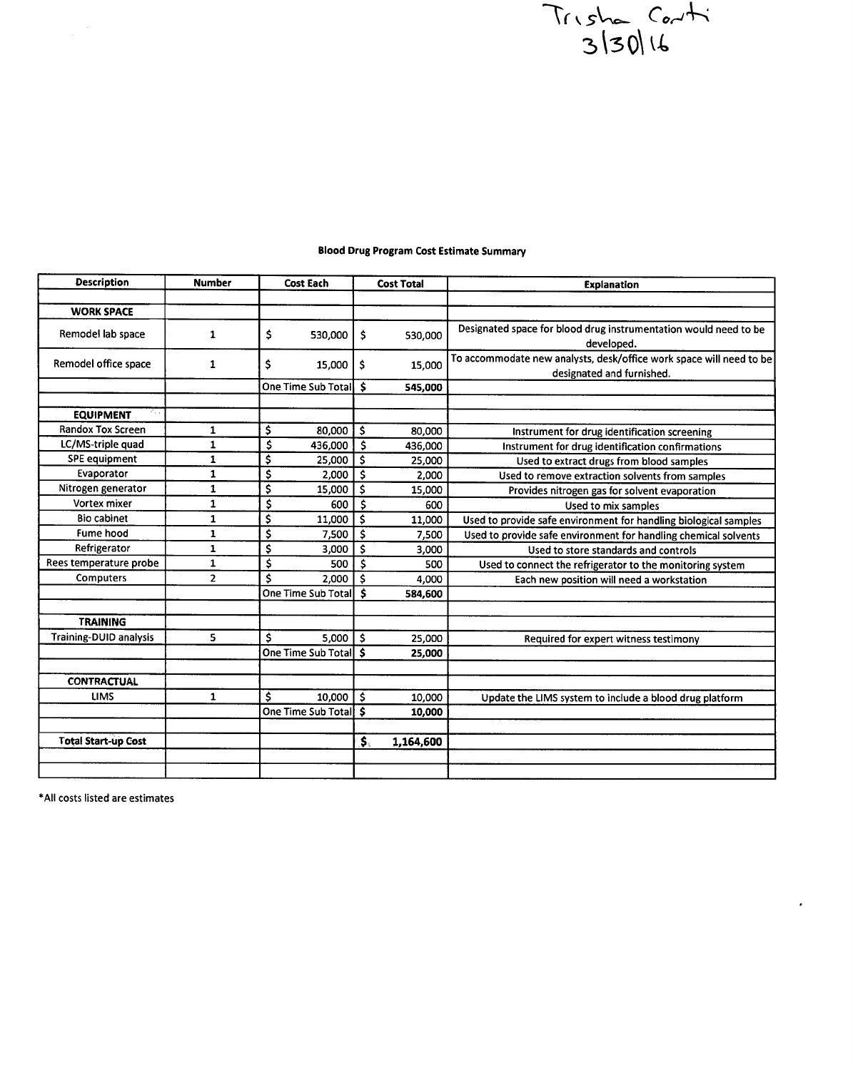Trisha Conti
3/30/16

**Blood Drug Program Cost Estimate Summary**

| Description | Number | Cost Each | Cost Total | Explanation |
|---|---|---|---|---|
| | | | | |
| **WORK SPACE** | | | | |
| Remodel lab space | 1 | $ 530,000 | $ 530,000 | Designated space for blood drug instrumentation would need to be developed. |
| Remodel office space | 1 | $ 15,000 | $ 15,000 | To accommodate new analysts, desk/office work space will need to be designated and furnished. |
| | | One Time Sub Total | $ **545,000** | |
| | | | | |
| **EQUIPMENT** | | | | |
| Randox Tox Screen | 1 | $ 80,000 | $ 80,000 | Instrument for drug identification screening |
| LC/MS-triple quad | 1 | $ 436,000 | $ 436,000 | Instrument for drug identification confirmations |
| SPE equipment | 1 | $ 25,000 | $ 25,000 | Used to extract drugs from blood samples |
| Evaporator | 1 | $ 2,000 | $ 2,000 | Used to remove extraction solvents from samples |
| Nitrogen generator | 1 | $ 15,000 | $ 15,000 | Provides nitrogen gas for solvent evaporation |
| Vortex mixer | 1 | $ 600 | $ 600 | Used to mix samples |
| Bio cabinet | 1 | $ 11,000 | $ 11,000 | Used to provide safe environment for handling biological samples |
| Fume hood | 1 | $ 7,500 | $ 7,500 | Used to provide safe environment for handling chemical solvents |
| Refrigerator | 1 | $ 3,000 | $ 3,000 | Used to store standards and controls |
| Rees temperature probe | 1 | $ 500 | $ 500 | Used to connect the refrigerator to the monitoring system |
| Computers | 2 | $ 2,000 | $ 4,000 | Each new position will need a workstation |
| | | One Time Sub Total | $ **584,600** | |
| | | | | |
| **TRAINING** | | | | |
| Training-DUID analysis | 5 | $ 5,000 | $ 25,000 | Required for expert witness testimony |
| | | One Time Sub Total | $ **25,000** | |
| | | | | |
| **CONTRACTUAL** | | | | |
| LIMS | 1 | $ 10,000 | $ 10,000 | Update the LIMS system to include a blood drug platform |
| | | One Time Sub Total | $ **10,000** | |
| | | | | |
| **Total Start-up Cost** | | | **$ 1,164,600** | |
| | | | | |
| | | | | |

*All costs listed are estimates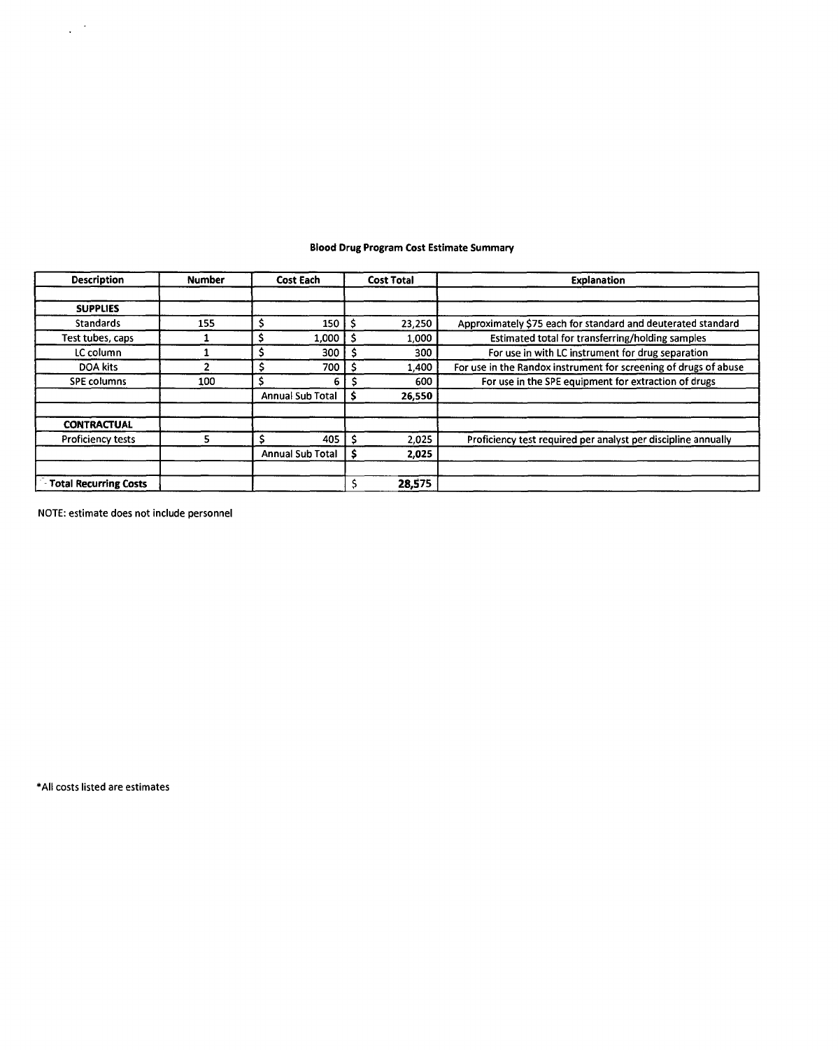**Blood Drug Program Cost Estimate Summary**

| Description | Number | Cost Each | Cost Total | Explanation |
|---|---|---|---|---|
| | | | | |
| **SUPPLIES** | | | | |
| Standards | 155 | $ 150 | $ 23,250 | Approximately $75 each for standard and deuterated standard |
| Test tubes, caps | 1 | $ 1,000 | $ 1,000 | Estimated total for transferring/holding samples |
| LC column | 1 | $ 300 | $ 300 | For use in with LC instrument for drug separation |
| DOA kits | 2 | $ 700 | $ 1,400 | For use in the Randox instrument for screening of drugs of abuse |
| SPE columns | 100 | $ 6 | $ 600 | For use in the SPE equipment for extraction of drugs |
| | | Annual Sub Total | **$ 26,550** | |
| | | | | |
| **CONTRACTUAL** | | | | |
| Proficiency tests | 5 | $ 405 | $ 2,025 | Proficiency test required per analyst per discipline annually |
| | | Annual Sub Total | **$ 2,025** | |
| | | | | |
| **Total Recurring Costs** | | | $ **28,575** | |

NOTE: estimate does not include personnel

*All costs listed are estimates